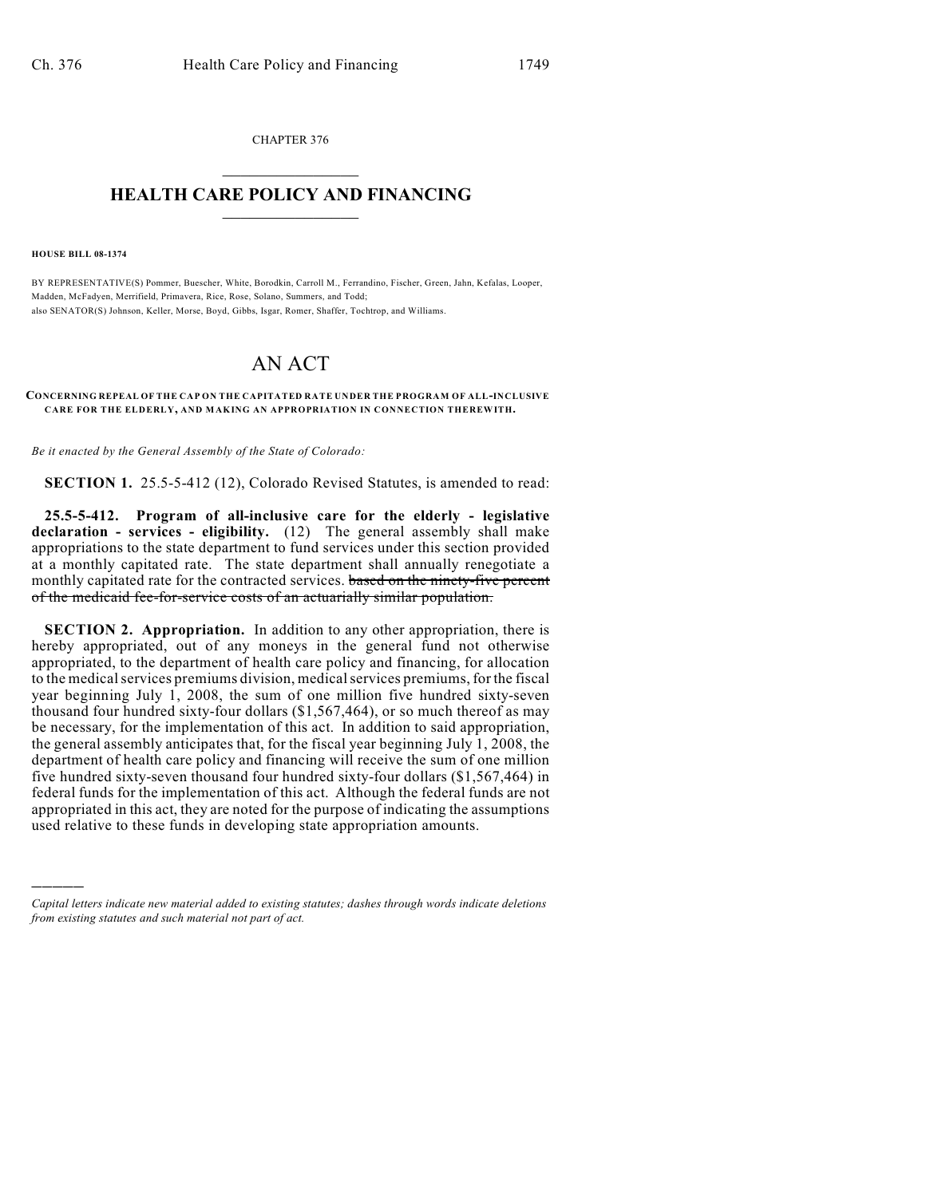CHAPTER 376

# HEALTH CARE POLICY AND FINANCING

**HOUSE BILL 08-1374**

BY REPRESENTATIVE(S) Pommer, Buescher, White, Borodkin, Carroll M., Ferrandino, Fischer, Green, Jahn, Kefalas, Looper, Madden, McFadyen, Merrifield, Primavera, Rice, Rose, Solano, Summers, and Todd;
also SENATOR(S) Johnson, Keller, Morse, Boyd, Gibbs, Isgar, Romer, Shaffer, Tochtrop, and Williams.

# AN ACT

**CONCERNING REPEAL OF THE CAP ON THE CAPITATED RATE UNDER THE PROGRAM OF ALL-INCLUSIVE CARE FOR THE ELDERLY, AND MAKING AN APPROPRIATION IN CONNECTION THEREWITH.**

*Be it enacted by the General Assembly of the State of Colorado:*

**SECTION 1.** 25.5-5-412 (12), Colorado Revised Statutes, is amended to read:

**25.5-5-412. Program of all-inclusive care for the elderly - legislative declaration - services - eligibility.** (12) The general assembly shall make appropriations to the state department to fund services under this section provided at a monthly capitated rate. The state department shall annually renegotiate a monthly capitated rate for the contracted services. ~~based on the ninety-five percent of the medicaid fee-for-service costs of an actuarially similar population.~~

**SECTION 2. Appropriation.** In addition to any other appropriation, there is hereby appropriated, out of any moneys in the general fund not otherwise appropriated, to the department of health care policy and financing, for allocation to the medical services premiums division, medical services premiums, for the fiscal year beginning July 1, 2008, the sum of one million five hundred sixty-seven thousand four hundred sixty-four dollars ($1,567,464), or so much thereof as may be necessary, for the implementation of this act. In addition to said appropriation, the general assembly anticipates that, for the fiscal year beginning July 1, 2008, the department of health care policy and financing will receive the sum of one million five hundred sixty-seven thousand four hundred sixty-four dollars ($1,567,464) in federal funds for the implementation of this act. Although the federal funds are not appropriated in this act, they are noted for the purpose of indicating the assumptions used relative to these funds in developing state appropriation amounts.

---

*Capital letters indicate new material added to existing statutes; dashes through words indicate deletions from existing statutes and such material not part of act.*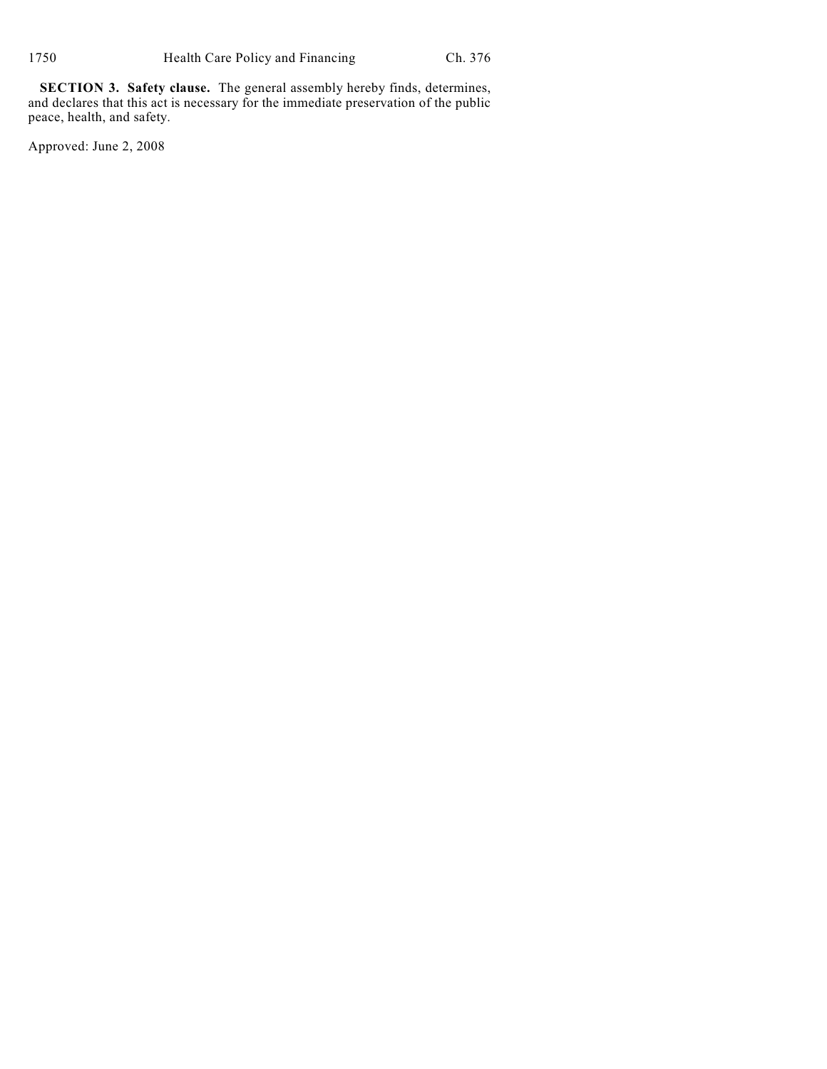**SECTION 3. Safety clause.** The general assembly hereby finds, determines, and declares that this act is necessary for the immediate preservation of the public peace, health, and safety.

Approved: June 2, 2008